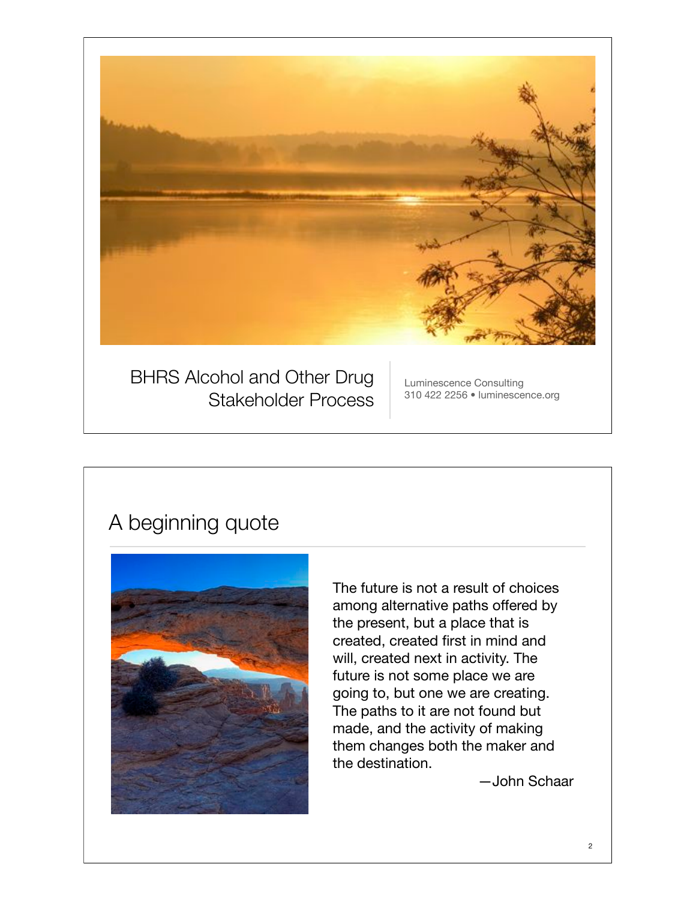# BHRS Alcohol and Other Drug Stakeholder Process

Luminescence Consulting
310 422 2256 • luminescence.org

## A beginning quote

The future is not a result of choices among alternative paths offered by the present, but a place that is created, created first in mind and will, created next in activity. The future is not some place we are going to, but one we are creating. The paths to it are not found but made, and the activity of making them changes both the maker and the destination.

—John Schaar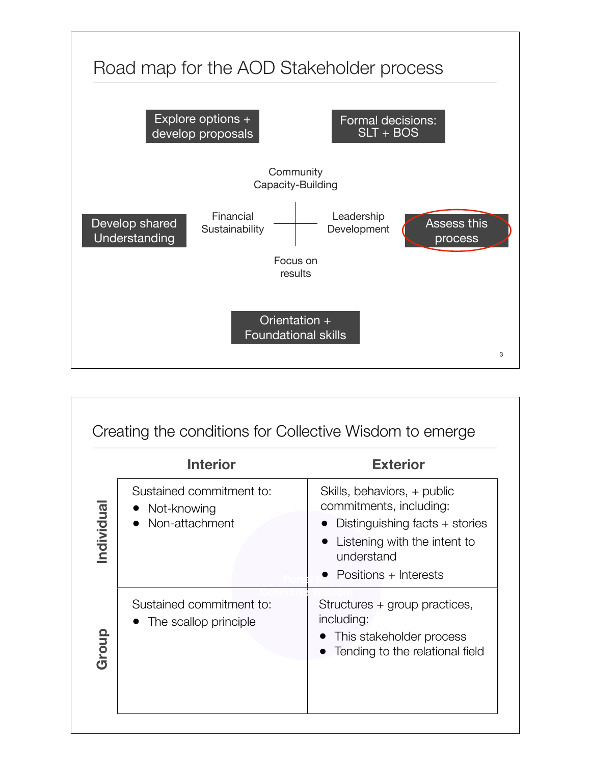## Road map for the AOD Stakeholder process

- Orientation + Foundational skills
- Develop shared Understanding
- Explore options + develop proposals
- Formal decisions: SLT + BOS
- Assess this process

Community Capacity-Building

Financial Sustainability

Leadership Development

Focus on results

## Creating the conditions for Collective Wisdom to emerge

| | Interior | Exterior |
|---|---|---|
| **Individual** | Sustained commitment to:<br>• Not-knowing<br>• Non-attachment | Skills, behaviors, + public commitments, including:<br>• Distinguishing facts + stories<br>• Listening with the intent to understand<br>• Positions + Interests |
| **Group** | Sustained commitment to:<br>• The scallop principle | Structures + group practices, including:<br>• This stakeholder process<br>• Tending to the relational field |

Portal for Collective Wisdom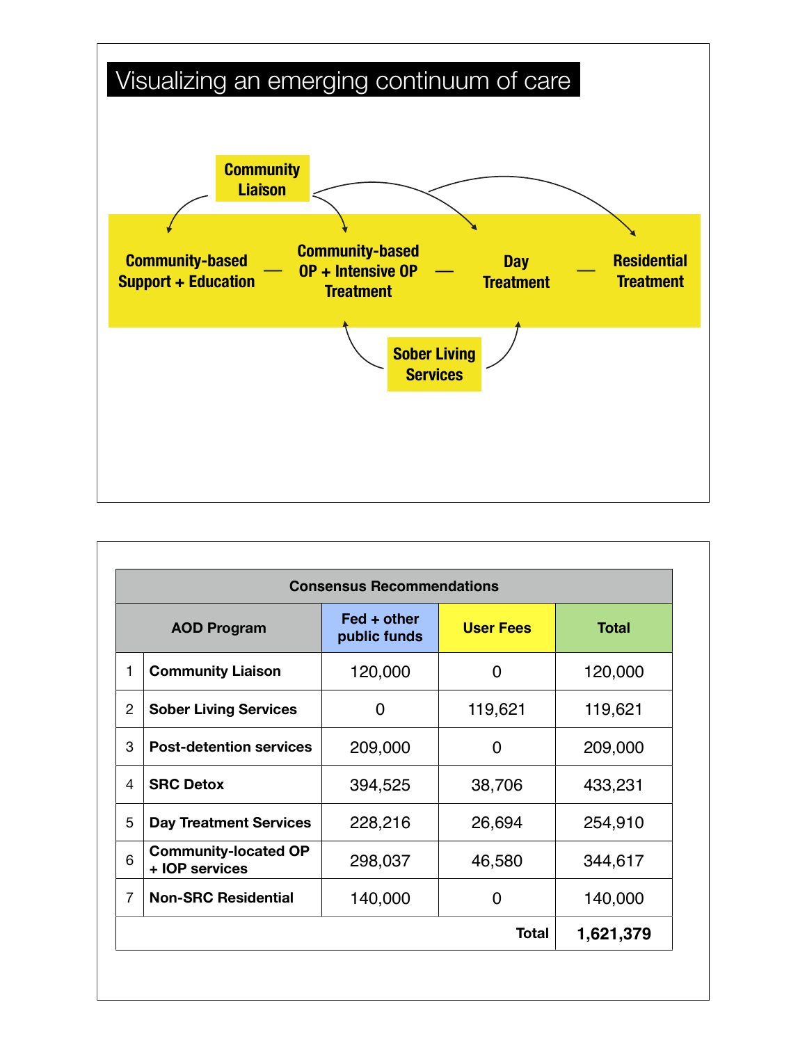# Visualizing an emerging continuum of care

Community Liaison

Community-based Support + Education — Community-based OP + Intensive OP Treatment — Day Treatment — Residential Treatment

Sober Living Services

| Consensus Recommendations | | | | |
|---|---|---|---|---|
| AOD Program | | Fed + other public funds | User Fees | Total |
| 1 | **Community Liaison** | 120,000 | 0 | 120,000 |
| 2 | **Sober Living Services** | 0 | 119,621 | 119,621 |
| 3 | **Post-detention services** | 209,000 | 0 | 209,000 |
| 4 | **SRC Detox** | 394,525 | 38,706 | 433,231 |
| 5 | **Day Treatment Services** | 228,216 | 26,694 | 254,910 |
| 6 | **Community-located OP + IOP services** | 298,037 | 46,580 | 344,617 |
| 7 | **Non-SRC Residential** | 140,000 | 0 | 140,000 |
| | | | **Total** | **1,621,379** |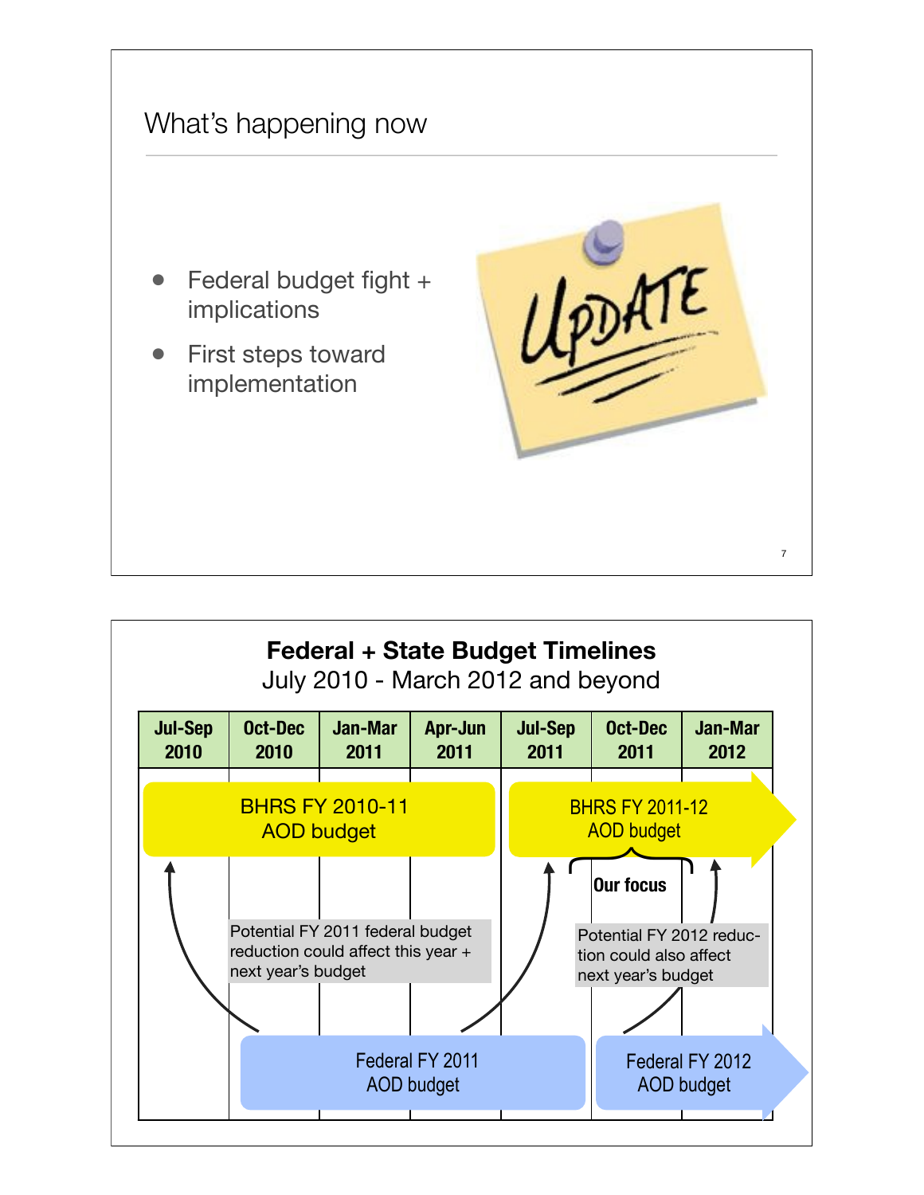## What's happening now

- Federal budget fight + implications
- First steps toward implementation

UPDATE

## Federal + State Budget Timelines

July 2010 - March 2012 and beyond

| Jul-Sep 2010 | Oct-Dec 2010 | Jan-Mar 2011 | Apr-Jun 2011 | Jul-Sep 2011 | Oct-Dec 2011 | Jan-Mar 2012 |
|---|---|---|---|---|---|---|

BHRS FY 2010-11 AOD budget

BHRS FY 2011-12 AOD budget

Our focus

Potential FY 2011 federal budget reduction could affect this year + next year's budget

Potential FY 2012 reduction could also affect next year's budget

Federal FY 2011 AOD budget

Federal FY 2012 AOD budget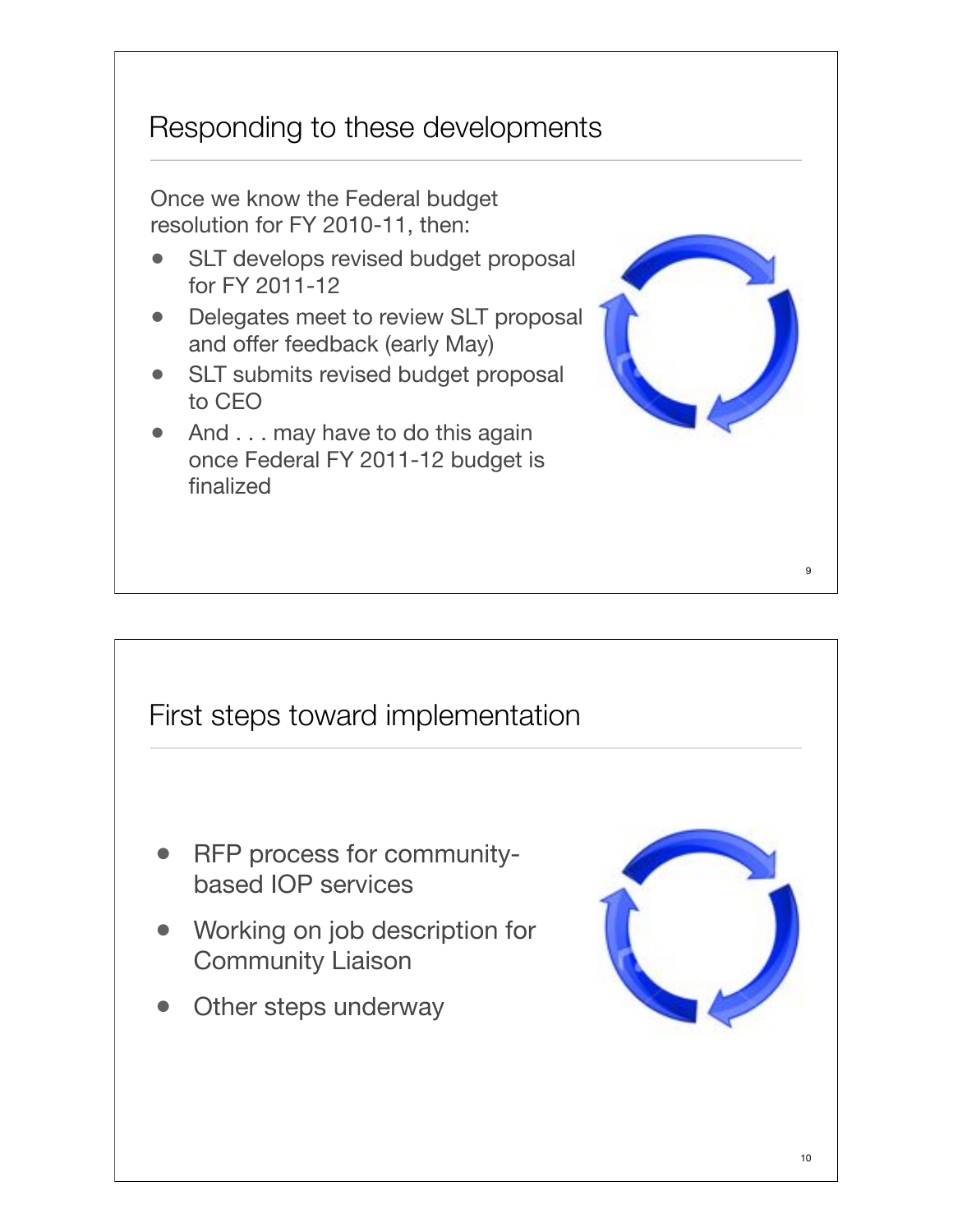## Responding to these developments

Once we know the Federal budget resolution for FY 2010-11, then:

- SLT develops revised budget proposal for FY 2011-12
- Delegates meet to review SLT proposal and offer feedback (early May)
- SLT submits revised budget proposal to CEO
- And . . . may have to do this again once Federal FY 2011-12 budget is finalized

## First steps toward implementation

- RFP process for community-based IOP services
- Working on job description for Community Liaison
- Other steps underway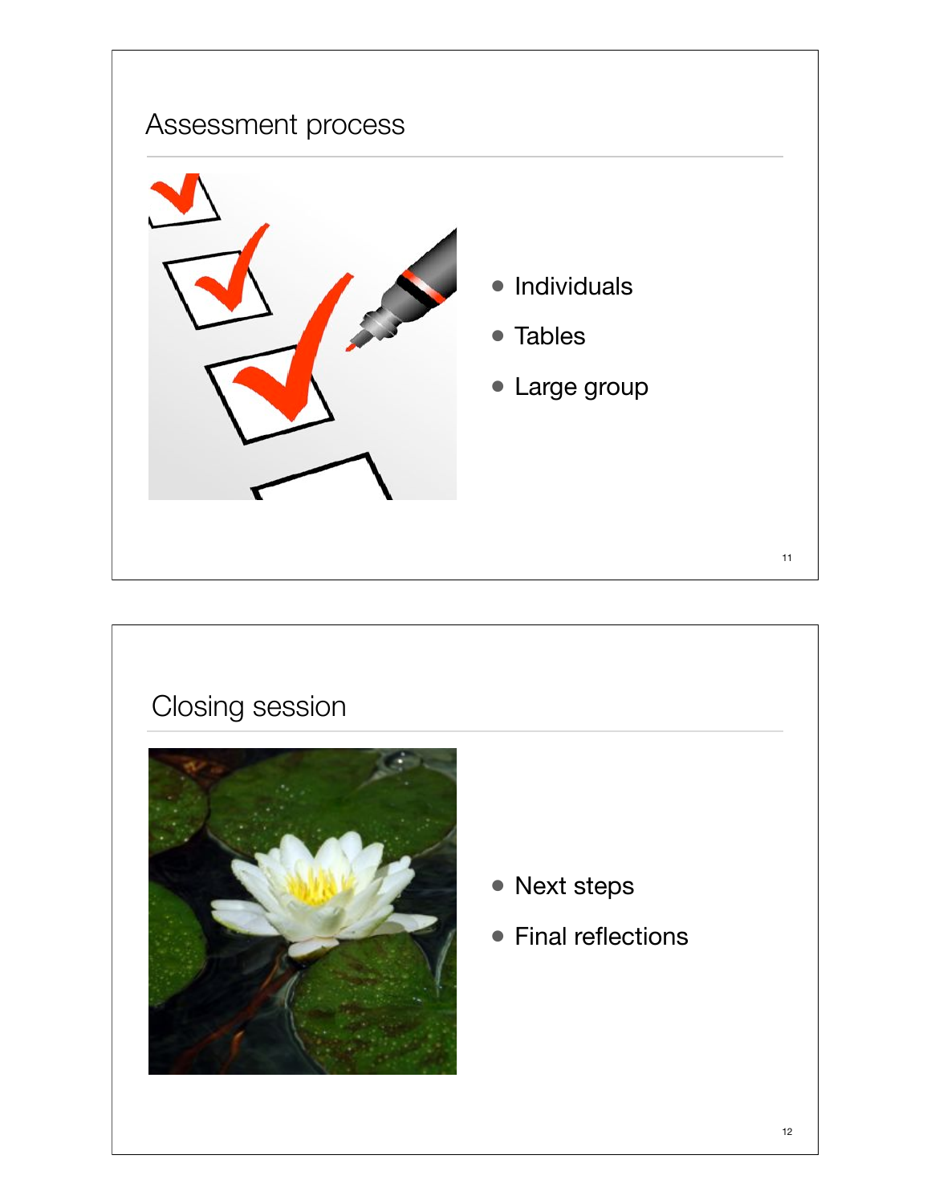## Assessment process

- Individuals
- Tables
- Large group

## Closing session

- Next steps
- Final reflections